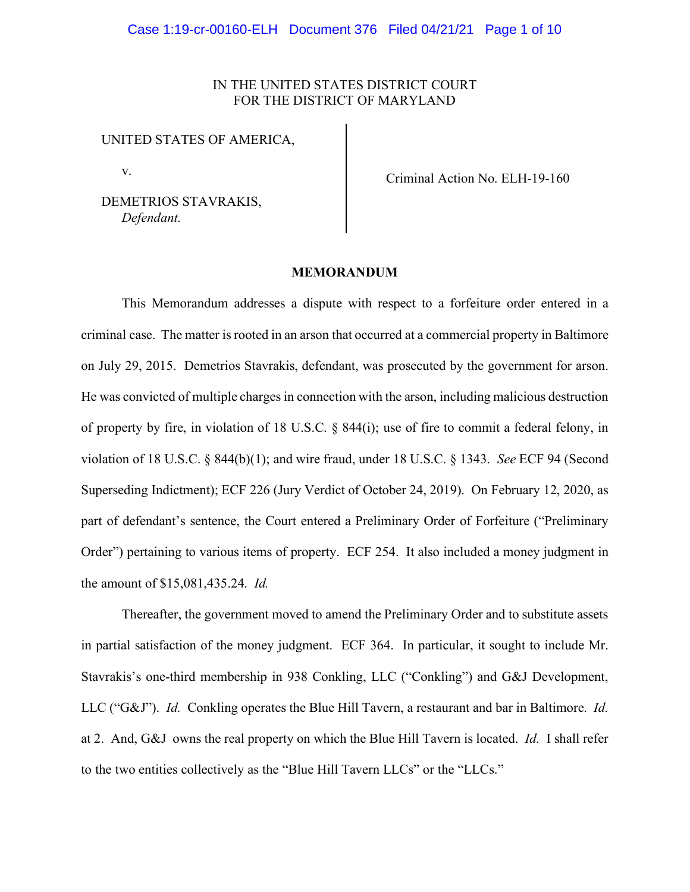IN THE UNITED STATES DISTRICT COURT
FOR THE DISTRICT OF MARYLAND

UNITED STATES OF AMERICA,

v.

DEMETRIOS STAVRAKIS,
*Defendant.*

Criminal Action No. ELH-19-160

**MEMORANDUM**

This Memorandum addresses a dispute with respect to a forfeiture order entered in a criminal case. The matter is rooted in an arson that occurred at a commercial property in Baltimore on July 29, 2015. Demetrios Stavrakis, defendant, was prosecuted by the government for arson. He was convicted of multiple charges in connection with the arson, including malicious destruction of property by fire, in violation of 18 U.S.C. § 844(i); use of fire to commit a federal felony, in violation of 18 U.S.C. § 844(b)(1); and wire fraud, under 18 U.S.C. § 1343. *See* ECF 94 (Second Superseding Indictment); ECF 226 (Jury Verdict of October 24, 2019). On February 12, 2020, as part of defendant's sentence, the Court entered a Preliminary Order of Forfeiture ("Preliminary Order") pertaining to various items of property. ECF 254. It also included a money judgment in the amount of $15,081,435.24. *Id.*

Thereafter, the government moved to amend the Preliminary Order and to substitute assets in partial satisfaction of the money judgment. ECF 364. In particular, it sought to include Mr. Stavrakis's one-third membership in 938 Conkling, LLC ("Conkling") and G&J Development, LLC ("G&J"). *Id.* Conkling operates the Blue Hill Tavern, a restaurant and bar in Baltimore. *Id.* at 2. And, G&J owns the real property on which the Blue Hill Tavern is located. *Id.* I shall refer to the two entities collectively as the "Blue Hill Tavern LLCs" or the "LLCs."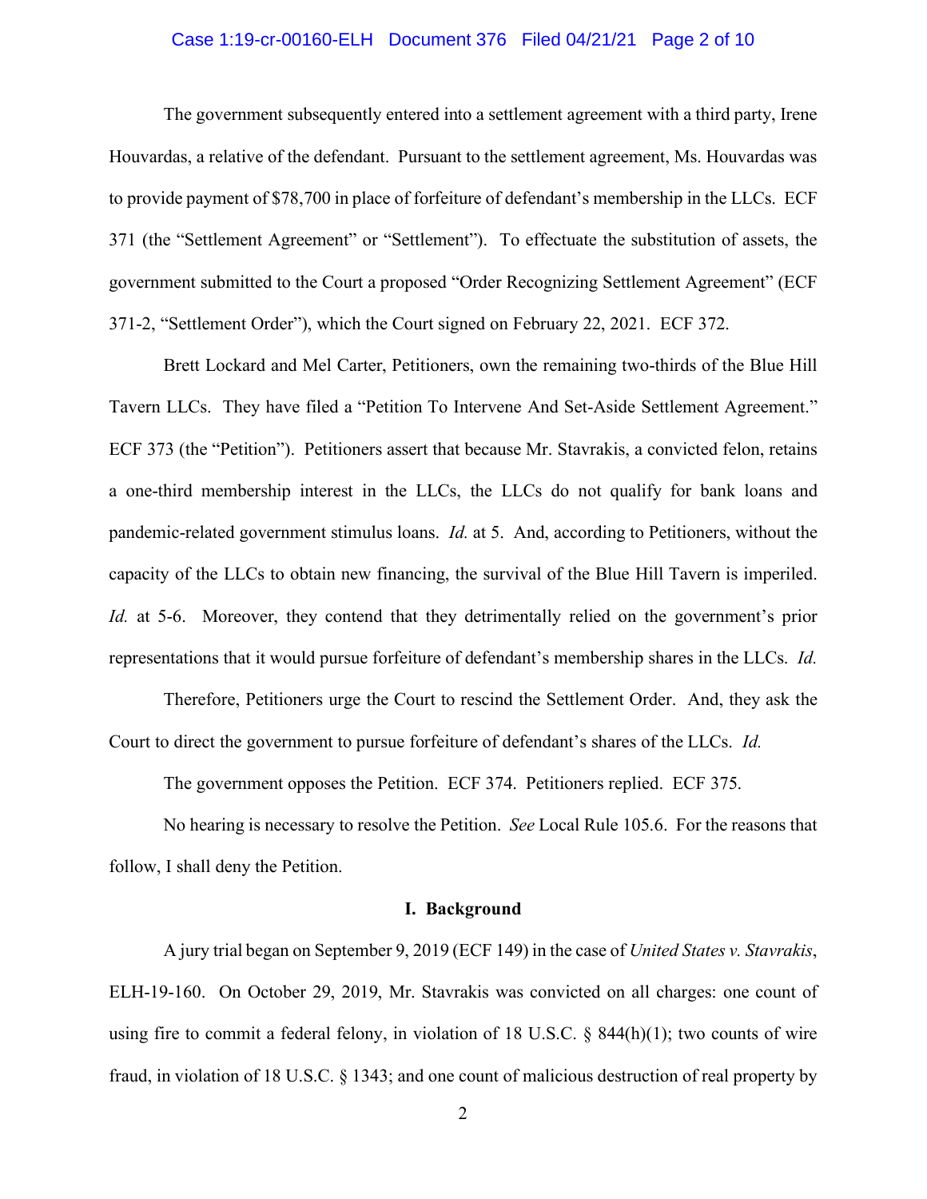The government subsequently entered into a settlement agreement with a third party, Irene Houvardas, a relative of the defendant. Pursuant to the settlement agreement, Ms. Houvardas was to provide payment of $78,700 in place of forfeiture of defendant's membership in the LLCs. ECF 371 (the "Settlement Agreement" or "Settlement"). To effectuate the substitution of assets, the government submitted to the Court a proposed "Order Recognizing Settlement Agreement" (ECF 371-2, "Settlement Order"), which the Court signed on February 22, 2021. ECF 372.

Brett Lockard and Mel Carter, Petitioners, own the remaining two-thirds of the Blue Hill Tavern LLCs. They have filed a "Petition To Intervene And Set-Aside Settlement Agreement." ECF 373 (the "Petition"). Petitioners assert that because Mr. Stavrakis, a convicted felon, retains a one-third membership interest in the LLCs, the LLCs do not qualify for bank loans and pandemic-related government stimulus loans. *Id.* at 5. And, according to Petitioners, without the capacity of the LLCs to obtain new financing, the survival of the Blue Hill Tavern is imperiled. *Id.* at 5-6. Moreover, they contend that they detrimentally relied on the government's prior representations that it would pursue forfeiture of defendant's membership shares in the LLCs. *Id.*

Therefore, Petitioners urge the Court to rescind the Settlement Order. And, they ask the Court to direct the government to pursue forfeiture of defendant's shares of the LLCs. *Id.*

The government opposes the Petition. ECF 374. Petitioners replied. ECF 375.

No hearing is necessary to resolve the Petition. *See* Local Rule 105.6. For the reasons that follow, I shall deny the Petition.

## I. Background

A jury trial began on September 9, 2019 (ECF 149) in the case of *United States v. Stavrakis*, ELH-19-160. On October 29, 2019, Mr. Stavrakis was convicted on all charges: one count of using fire to commit a federal felony, in violation of 18 U.S.C. § 844(h)(1); two counts of wire fraud, in violation of 18 U.S.C. § 1343; and one count of malicious destruction of real property by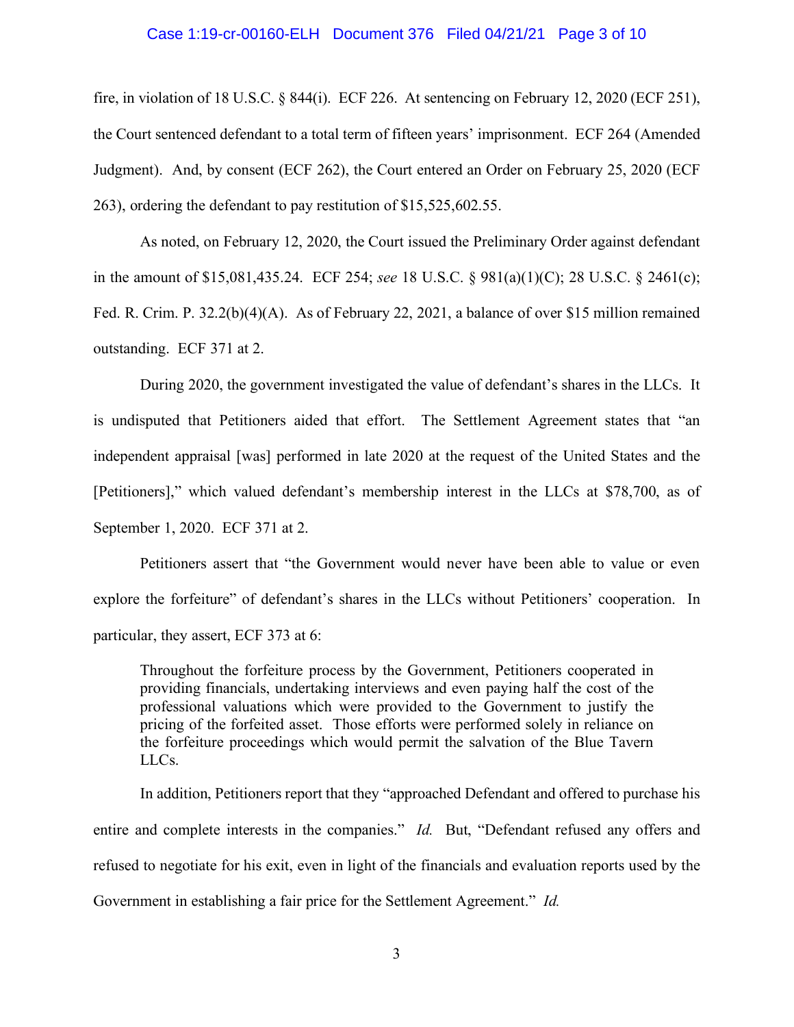fire, in violation of 18 U.S.C. § 844(i). ECF 226. At sentencing on February 12, 2020 (ECF 251), the Court sentenced defendant to a total term of fifteen years' imprisonment. ECF 264 (Amended Judgment). And, by consent (ECF 262), the Court entered an Order on February 25, 2020 (ECF 263), ordering the defendant to pay restitution of $15,525,602.55.

As noted, on February 12, 2020, the Court issued the Preliminary Order against defendant in the amount of $15,081,435.24. ECF 254; *see* 18 U.S.C. § 981(a)(1)(C); 28 U.S.C. § 2461(c); Fed. R. Crim. P. 32.2(b)(4)(A). As of February 22, 2021, a balance of over $15 million remained outstanding. ECF 371 at 2.

During 2020, the government investigated the value of defendant's shares in the LLCs. It is undisputed that Petitioners aided that effort. The Settlement Agreement states that "an independent appraisal [was] performed in late 2020 at the request of the United States and the [Petitioners]," which valued defendant's membership interest in the LLCs at $78,700, as of September 1, 2020. ECF 371 at 2.

Petitioners assert that "the Government would never have been able to value or even explore the forfeiture" of defendant's shares in the LLCs without Petitioners' cooperation. In particular, they assert, ECF 373 at 6:

> Throughout the forfeiture process by the Government, Petitioners cooperated in providing financials, undertaking interviews and even paying half the cost of the professional valuations which were provided to the Government to justify the pricing of the forfeited asset. Those efforts were performed solely in reliance on the forfeiture proceedings which would permit the salvation of the Blue Tavern LLCs.

In addition, Petitioners report that they "approached Defendant and offered to purchase his entire and complete interests in the companies." *Id.* But, "Defendant refused any offers and refused to negotiate for his exit, even in light of the financials and evaluation reports used by the Government in establishing a fair price for the Settlement Agreement." *Id.*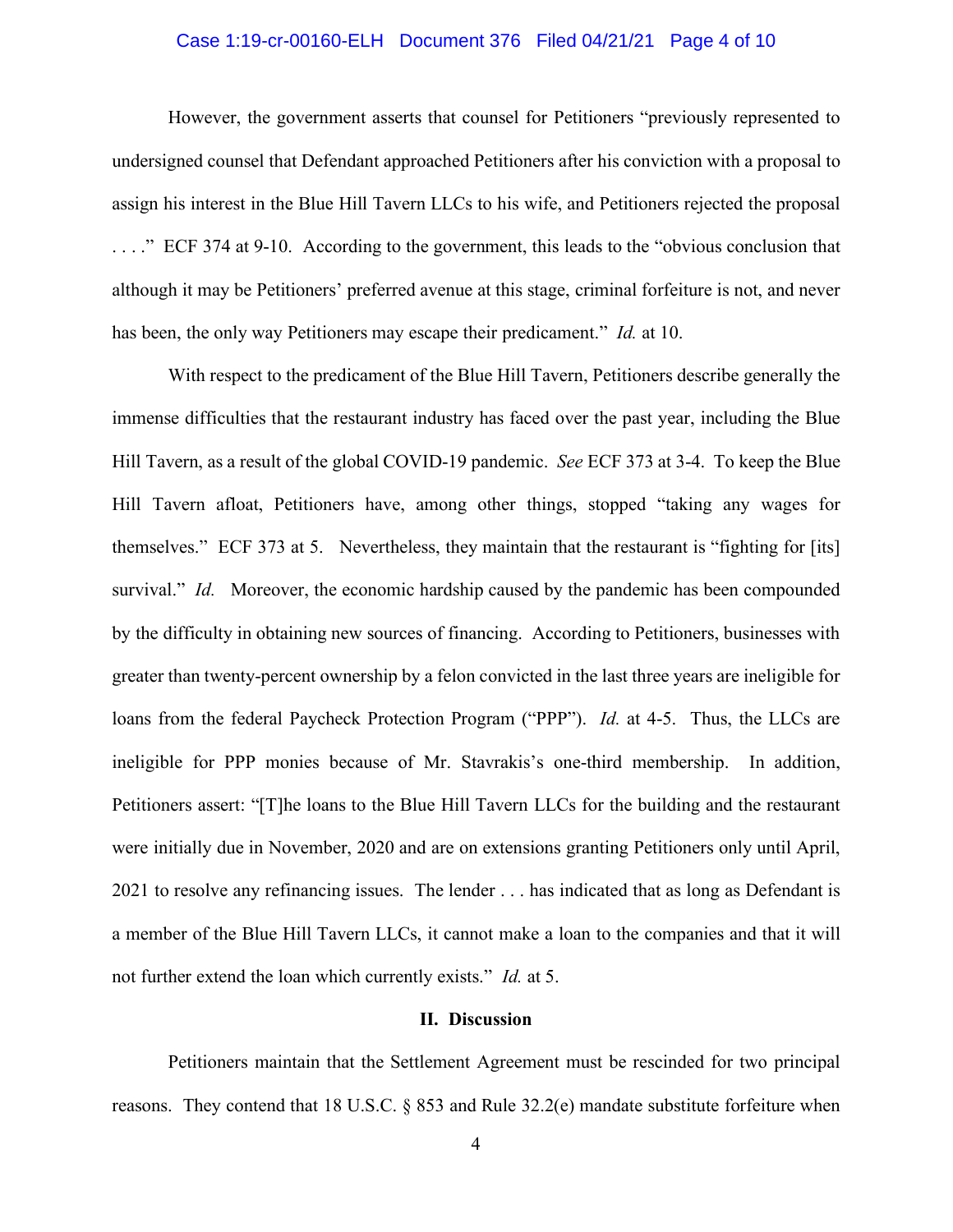However, the government asserts that counsel for Petitioners "previously represented to undersigned counsel that Defendant approached Petitioners after his conviction with a proposal to assign his interest in the Blue Hill Tavern LLCs to his wife, and Petitioners rejected the proposal . . . ." ECF 374 at 9-10. According to the government, this leads to the "obvious conclusion that although it may be Petitioners' preferred avenue at this stage, criminal forfeiture is not, and never has been, the only way Petitioners may escape their predicament." *Id.* at 10.

With respect to the predicament of the Blue Hill Tavern, Petitioners describe generally the immense difficulties that the restaurant industry has faced over the past year, including the Blue Hill Tavern, as a result of the global COVID-19 pandemic. *See* ECF 373 at 3-4. To keep the Blue Hill Tavern afloat, Petitioners have, among other things, stopped "taking any wages for themselves." ECF 373 at 5. Nevertheless, they maintain that the restaurant is "fighting for [its] survival." *Id.* Moreover, the economic hardship caused by the pandemic has been compounded by the difficulty in obtaining new sources of financing. According to Petitioners, businesses with greater than twenty-percent ownership by a felon convicted in the last three years are ineligible for loans from the federal Paycheck Protection Program ("PPP"). *Id.* at 4-5. Thus, the LLCs are ineligible for PPP monies because of Mr. Stavrakis's one-third membership. In addition, Petitioners assert: "[T]he loans to the Blue Hill Tavern LLCs for the building and the restaurant were initially due in November, 2020 and are on extensions granting Petitioners only until April, 2021 to resolve any refinancing issues. The lender . . . has indicated that as long as Defendant is a member of the Blue Hill Tavern LLCs, it cannot make a loan to the companies and that it will not further extend the loan which currently exists." *Id.* at 5.

## II. Discussion

Petitioners maintain that the Settlement Agreement must be rescinded for two principal reasons. They contend that 18 U.S.C. § 853 and Rule 32.2(e) mandate substitute forfeiture when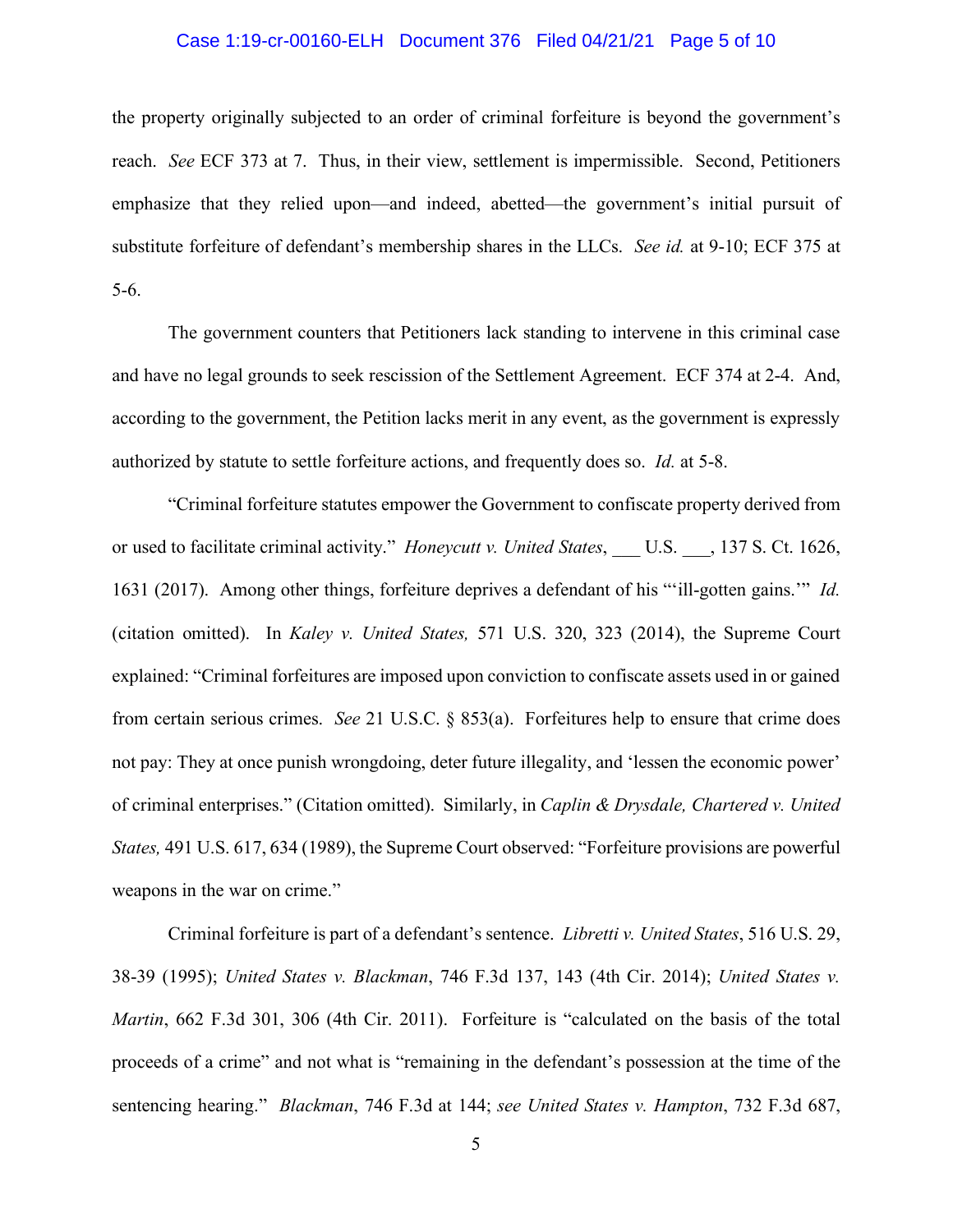the property originally subjected to an order of criminal forfeiture is beyond the government's reach. *See* ECF 373 at 7. Thus, in their view, settlement is impermissible. Second, Petitioners emphasize that they relied upon—and indeed, abetted—the government's initial pursuit of substitute forfeiture of defendant's membership shares in the LLCs. *See id.* at 9-10; ECF 375 at 5-6.

The government counters that Petitioners lack standing to intervene in this criminal case and have no legal grounds to seek rescission of the Settlement Agreement. ECF 374 at 2-4. And, according to the government, the Petition lacks merit in any event, as the government is expressly authorized by statute to settle forfeiture actions, and frequently does so. *Id.* at 5-8.

"Criminal forfeiture statutes empower the Government to confiscate property derived from or used to facilitate criminal activity." *Honeycutt v. United States*, ___ U.S. ___, 137 S. Ct. 1626, 1631 (2017). Among other things, forfeiture deprives a defendant of his "'ill-gotten gains.'" *Id.* (citation omitted). In *Kaley v. United States,* 571 U.S. 320, 323 (2014), the Supreme Court explained: "Criminal forfeitures are imposed upon conviction to confiscate assets used in or gained from certain serious crimes. *See* 21 U.S.C. § 853(a). Forfeitures help to ensure that crime does not pay: They at once punish wrongdoing, deter future illegality, and 'lessen the economic power' of criminal enterprises." (Citation omitted). Similarly, in *Caplin & Drysdale, Chartered v. United States,* 491 U.S. 617, 634 (1989), the Supreme Court observed: "Forfeiture provisions are powerful weapons in the war on crime."

Criminal forfeiture is part of a defendant's sentence. *Libretti v. United States*, 516 U.S. 29, 38-39 (1995); *United States v. Blackman*, 746 F.3d 137, 143 (4th Cir. 2014); *United States v. Martin*, 662 F.3d 301, 306 (4th Cir. 2011). Forfeiture is "calculated on the basis of the total proceeds of a crime" and not what is "remaining in the defendant's possession at the time of the sentencing hearing." *Blackman*, 746 F.3d at 144; *see United States v. Hampton*, 732 F.3d 687,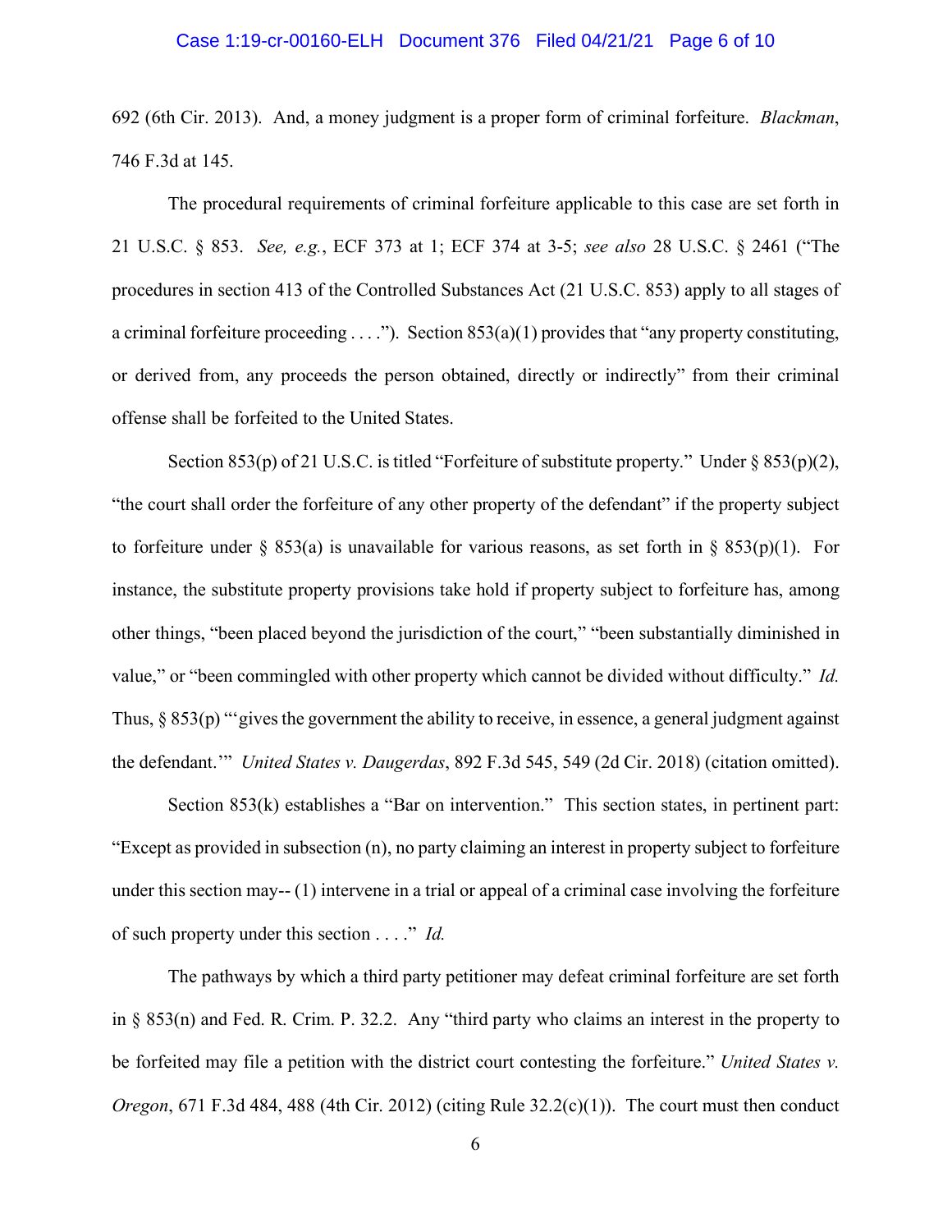692 (6th Cir. 2013). And, a money judgment is a proper form of criminal forfeiture. *Blackman*, 746 F.3d at 145.

The procedural requirements of criminal forfeiture applicable to this case are set forth in 21 U.S.C. § 853. *See, e.g.*, ECF 373 at 1; ECF 374 at 3-5; *see also* 28 U.S.C. § 2461 ("The procedures in section 413 of the Controlled Substances Act (21 U.S.C. 853) apply to all stages of a criminal forfeiture proceeding . . . ."). Section 853(a)(1) provides that "any property constituting, or derived from, any proceeds the person obtained, directly or indirectly" from their criminal offense shall be forfeited to the United States.

Section 853(p) of 21 U.S.C. is titled "Forfeiture of substitute property." Under § 853(p)(2), "the court shall order the forfeiture of any other property of the defendant" if the property subject to forfeiture under § 853(a) is unavailable for various reasons, as set forth in § 853(p)(1). For instance, the substitute property provisions take hold if property subject to forfeiture has, among other things, "been placed beyond the jurisdiction of the court," "been substantially diminished in value," or "been commingled with other property which cannot be divided without difficulty." *Id.* Thus, § 853(p) "'gives the government the ability to receive, in essence, a general judgment against the defendant.'" *United States v. Daugerdas*, 892 F.3d 545, 549 (2d Cir. 2018) (citation omitted).

Section 853(k) establishes a "Bar on intervention." This section states, in pertinent part: "Except as provided in subsection (n), no party claiming an interest in property subject to forfeiture under this section may-- (1) intervene in a trial or appeal of a criminal case involving the forfeiture of such property under this section . . . ." *Id.*

The pathways by which a third party petitioner may defeat criminal forfeiture are set forth in § 853(n) and Fed. R. Crim. P. 32.2. Any "third party who claims an interest in the property to be forfeited may file a petition with the district court contesting the forfeiture." *United States v. Oregon*, 671 F.3d 484, 488 (4th Cir. 2012) (citing Rule 32.2(c)(1)). The court must then conduct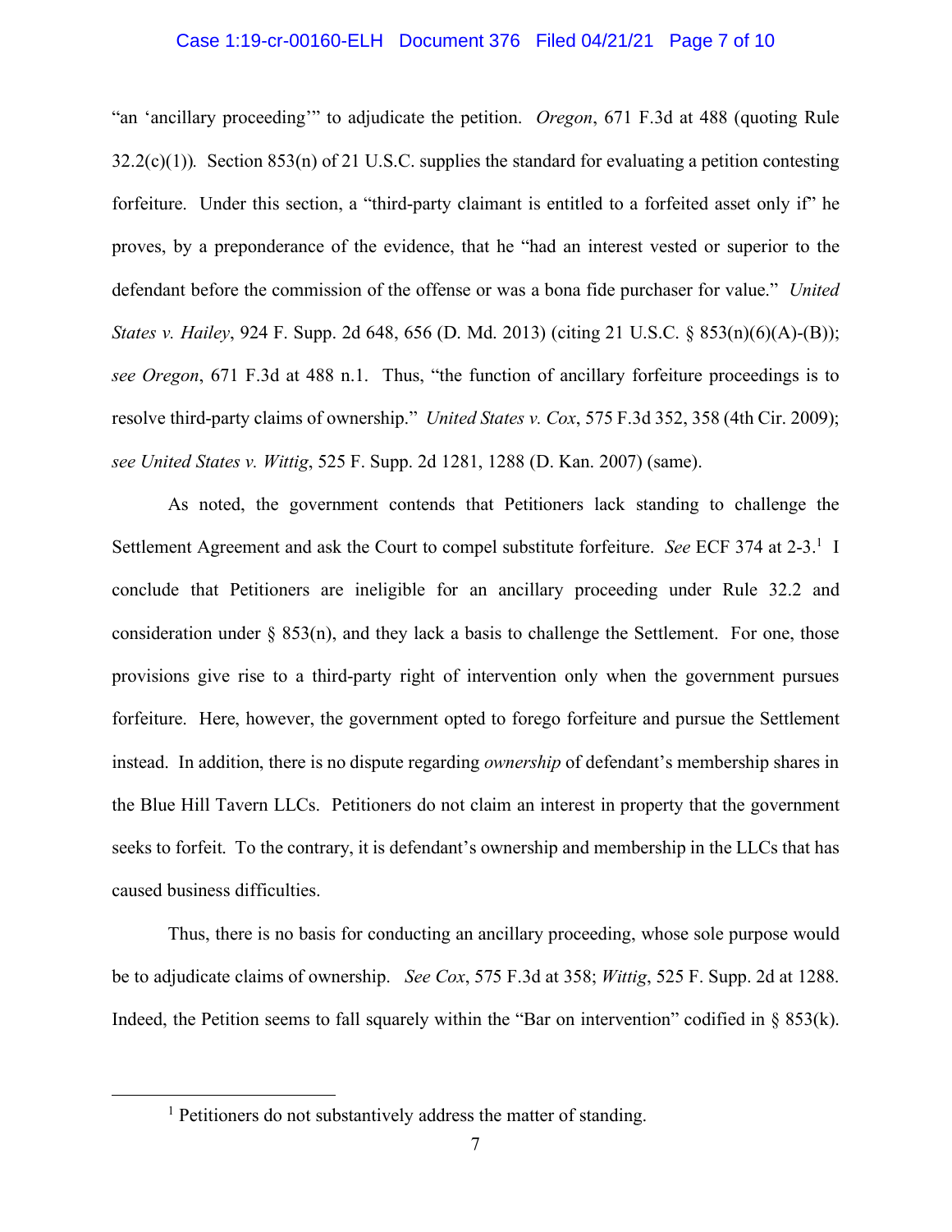"an 'ancillary proceeding'" to adjudicate the petition. *Oregon*, 671 F.3d at 488 (quoting Rule 32.2(c)(1)). Section 853(n) of 21 U.S.C. supplies the standard for evaluating a petition contesting forfeiture. Under this section, a "third-party claimant is entitled to a forfeited asset only if" he proves, by a preponderance of the evidence, that he "had an interest vested or superior to the defendant before the commission of the offense or was a bona fide purchaser for value." *United States v. Hailey*, 924 F. Supp. 2d 648, 656 (D. Md. 2013) (citing 21 U.S.C. § 853(n)(6)(A)-(B)); *see Oregon*, 671 F.3d at 488 n.1. Thus, "the function of ancillary forfeiture proceedings is to resolve third-party claims of ownership." *United States v. Cox*, 575 F.3d 352, 358 (4th Cir. 2009); *see United States v. Wittig*, 525 F. Supp. 2d 1281, 1288 (D. Kan. 2007) (same).

As noted, the government contends that Petitioners lack standing to challenge the Settlement Agreement and ask the Court to compel substitute forfeiture. *See* ECF 374 at 2-3.[1] I conclude that Petitioners are ineligible for an ancillary proceeding under Rule 32.2 and consideration under § 853(n), and they lack a basis to challenge the Settlement. For one, those provisions give rise to a third-party right of intervention only when the government pursues forfeiture. Here, however, the government opted to forego forfeiture and pursue the Settlement instead. In addition, there is no dispute regarding *ownership* of defendant's membership shares in the Blue Hill Tavern LLCs. Petitioners do not claim an interest in property that the government seeks to forfeit. To the contrary, it is defendant's ownership and membership in the LLCs that has caused business difficulties.

Thus, there is no basis for conducting an ancillary proceeding, whose sole purpose would be to adjudicate claims of ownership. *See Cox*, 575 F.3d at 358; *Wittig*, 525 F. Supp. 2d at 1288. Indeed, the Petition seems to fall squarely within the "Bar on intervention" codified in § 853(k).

[1] Petitioners do not substantively address the matter of standing.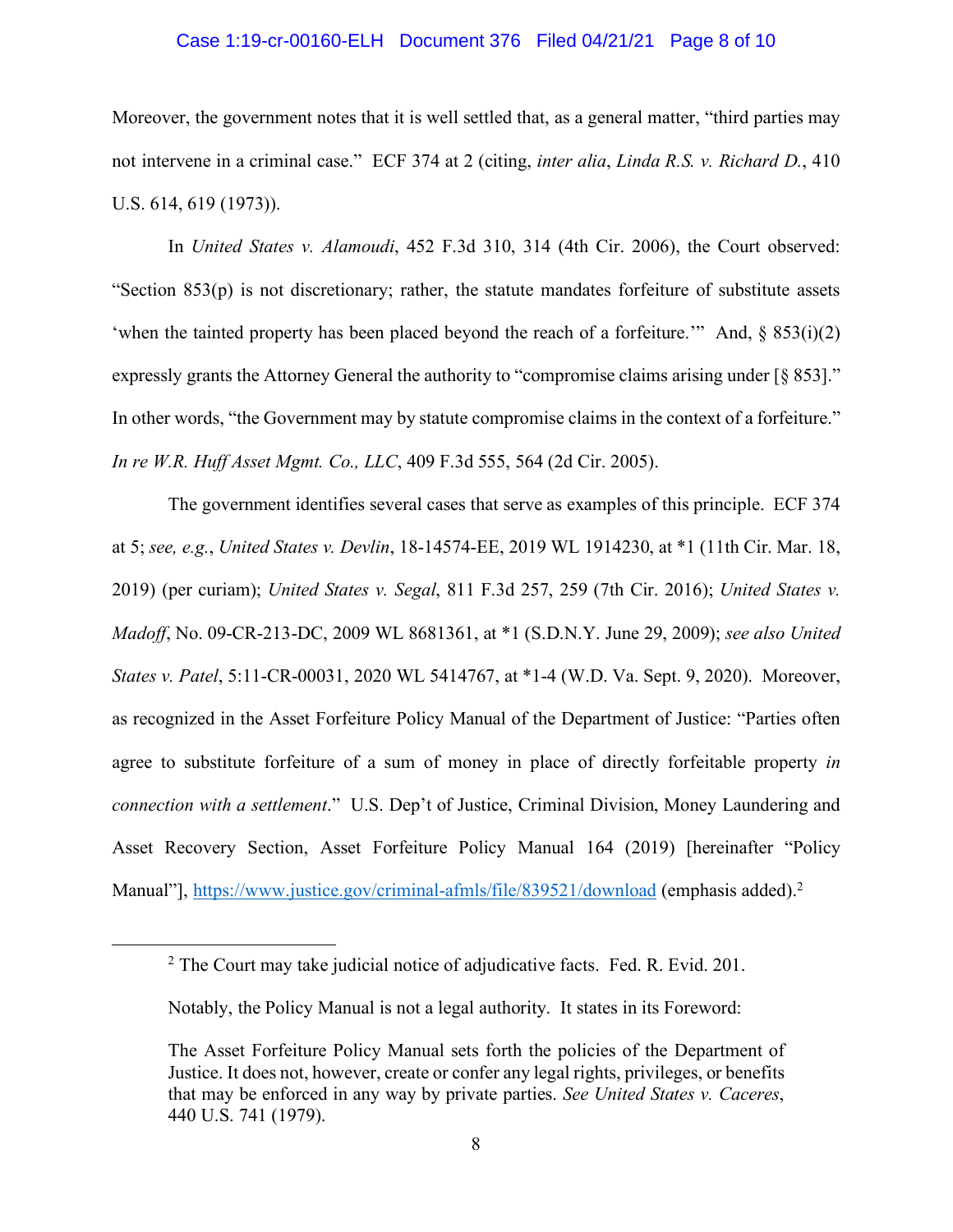Moreover, the government notes that it is well settled that, as a general matter, "third parties may not intervene in a criminal case." ECF 374 at 2 (citing, *inter alia*, *Linda R.S. v. Richard D.*, 410 U.S. 614, 619 (1973)).

In *United States v. Alamoudi*, 452 F.3d 310, 314 (4th Cir. 2006), the Court observed: "Section 853(p) is not discretionary; rather, the statute mandates forfeiture of substitute assets 'when the tainted property has been placed beyond the reach of a forfeiture.'" And, § 853(i)(2) expressly grants the Attorney General the authority to "compromise claims arising under [§ 853]." In other words, "the Government may by statute compromise claims in the context of a forfeiture." *In re W.R. Huff Asset Mgmt. Co., LLC*, 409 F.3d 555, 564 (2d Cir. 2005).

The government identifies several cases that serve as examples of this principle. ECF 374 at 5; *see, e.g.*, *United States v. Devlin*, 18-14574-EE, 2019 WL 1914230, at *1 (11th Cir. Mar. 18, 2019) (per curiam); *United States v. Segal*, 811 F.3d 257, 259 (7th Cir. 2016); *United States v. Madoff*, No. 09-CR-213-DC, 2009 WL 8681361, at *1 (S.D.N.Y. June 29, 2009); *see also United States v. Patel*, 5:11-CR-00031, 2020 WL 5414767, at *1-4 (W.D. Va. Sept. 9, 2020). Moreover, as recognized in the Asset Forfeiture Policy Manual of the Department of Justice: "Parties often agree to substitute forfeiture of a sum of money in place of directly forfeitable property *in connection with a settlement*." U.S. Dep't of Justice, Criminal Division, Money Laundering and Asset Recovery Section, Asset Forfeiture Policy Manual 164 (2019) [hereinafter "Policy Manual"], https://www.justice.gov/criminal-afmls/file/839521/download (emphasis added).[2]

---

[2] The Court may take judicial notice of adjudicative facts. Fed. R. Evid. 201.

Notably, the Policy Manual is not a legal authority. It states in its Foreword:

> The Asset Forfeiture Policy Manual sets forth the policies of the Department of Justice. It does not, however, create or confer any legal rights, privileges, or benefits that may be enforced in any way by private parties. *See United States v. Caceres*, 440 U.S. 741 (1979).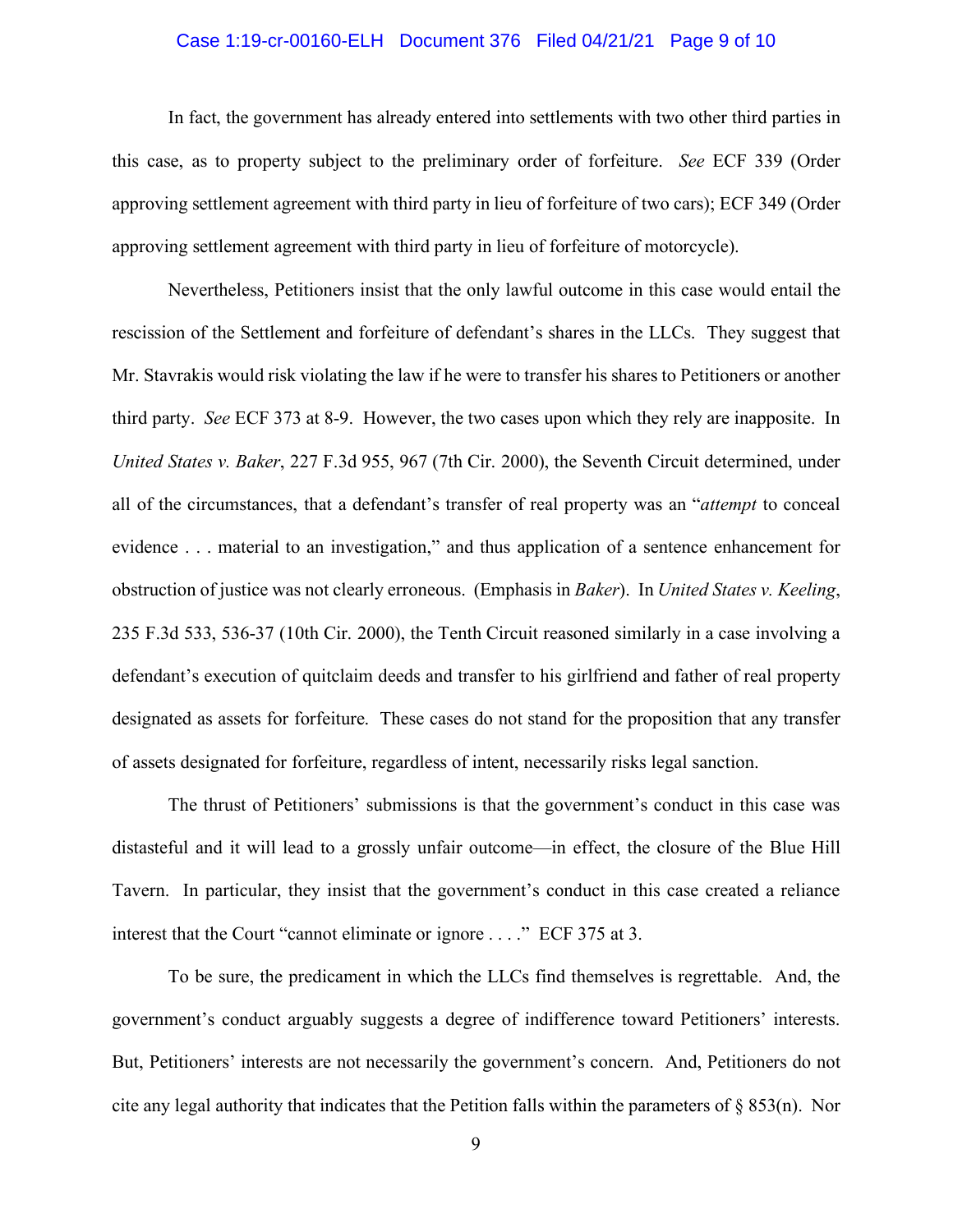In fact, the government has already entered into settlements with two other third parties in this case, as to property subject to the preliminary order of forfeiture. *See* ECF 339 (Order approving settlement agreement with third party in lieu of forfeiture of two cars); ECF 349 (Order approving settlement agreement with third party in lieu of forfeiture of motorcycle).

Nevertheless, Petitioners insist that the only lawful outcome in this case would entail the rescission of the Settlement and forfeiture of defendant's shares in the LLCs. They suggest that Mr. Stavrakis would risk violating the law if he were to transfer his shares to Petitioners or another third party. *See* ECF 373 at 8-9. However, the two cases upon which they rely are inapposite. In *United States v. Baker*, 227 F.3d 955, 967 (7th Cir. 2000), the Seventh Circuit determined, under all of the circumstances, that a defendant's transfer of real property was an "*attempt* to conceal evidence . . . material to an investigation," and thus application of a sentence enhancement for obstruction of justice was not clearly erroneous. (Emphasis in *Baker*). In *United States v. Keeling*, 235 F.3d 533, 536-37 (10th Cir. 2000), the Tenth Circuit reasoned similarly in a case involving a defendant's execution of quitclaim deeds and transfer to his girlfriend and father of real property designated as assets for forfeiture. These cases do not stand for the proposition that any transfer of assets designated for forfeiture, regardless of intent, necessarily risks legal sanction.

The thrust of Petitioners' submissions is that the government's conduct in this case was distasteful and it will lead to a grossly unfair outcome—in effect, the closure of the Blue Hill Tavern. In particular, they insist that the government's conduct in this case created a reliance interest that the Court "cannot eliminate or ignore . . . ." ECF 375 at 3.

To be sure, the predicament in which the LLCs find themselves is regrettable. And, the government's conduct arguably suggests a degree of indifference toward Petitioners' interests. But, Petitioners' interests are not necessarily the government's concern. And, Petitioners do not cite any legal authority that indicates that the Petition falls within the parameters of § 853(n). Nor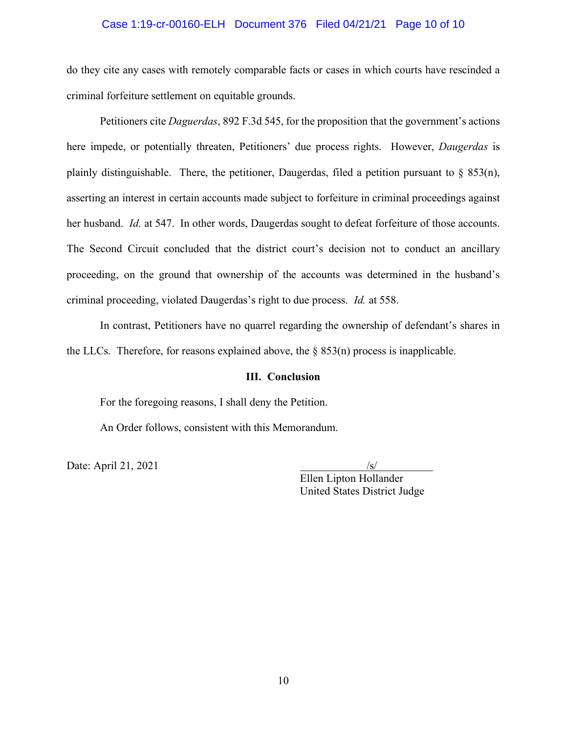do they cite any cases with remotely comparable facts or cases in which courts have rescinded a criminal forfeiture settlement on equitable grounds.

Petitioners cite *Daguerdas*, 892 F.3d 545, for the proposition that the government's actions here impede, or potentially threaten, Petitioners' due process rights. However, *Daugerdas* is plainly distinguishable. There, the petitioner, Daugerdas, filed a petition pursuant to § 853(n), asserting an interest in certain accounts made subject to forfeiture in criminal proceedings against her husband. *Id.* at 547. In other words, Daugerdas sought to defeat forfeiture of those accounts. The Second Circuit concluded that the district court's decision not to conduct an ancillary proceeding, on the ground that ownership of the accounts was determined in the husband's criminal proceeding, violated Daugerdas's right to due process. *Id.* at 558.

In contrast, Petitioners have no quarrel regarding the ownership of defendant's shares in the LLCs. Therefore, for reasons explained above, the § 853(n) process is inapplicable.

**III. Conclusion**

For the foregoing reasons, I shall deny the Petition.

An Order follows, consistent with this Memorandum.

Date: April 21, 2021

/s/
Ellen Lipton Hollander
United States District Judge